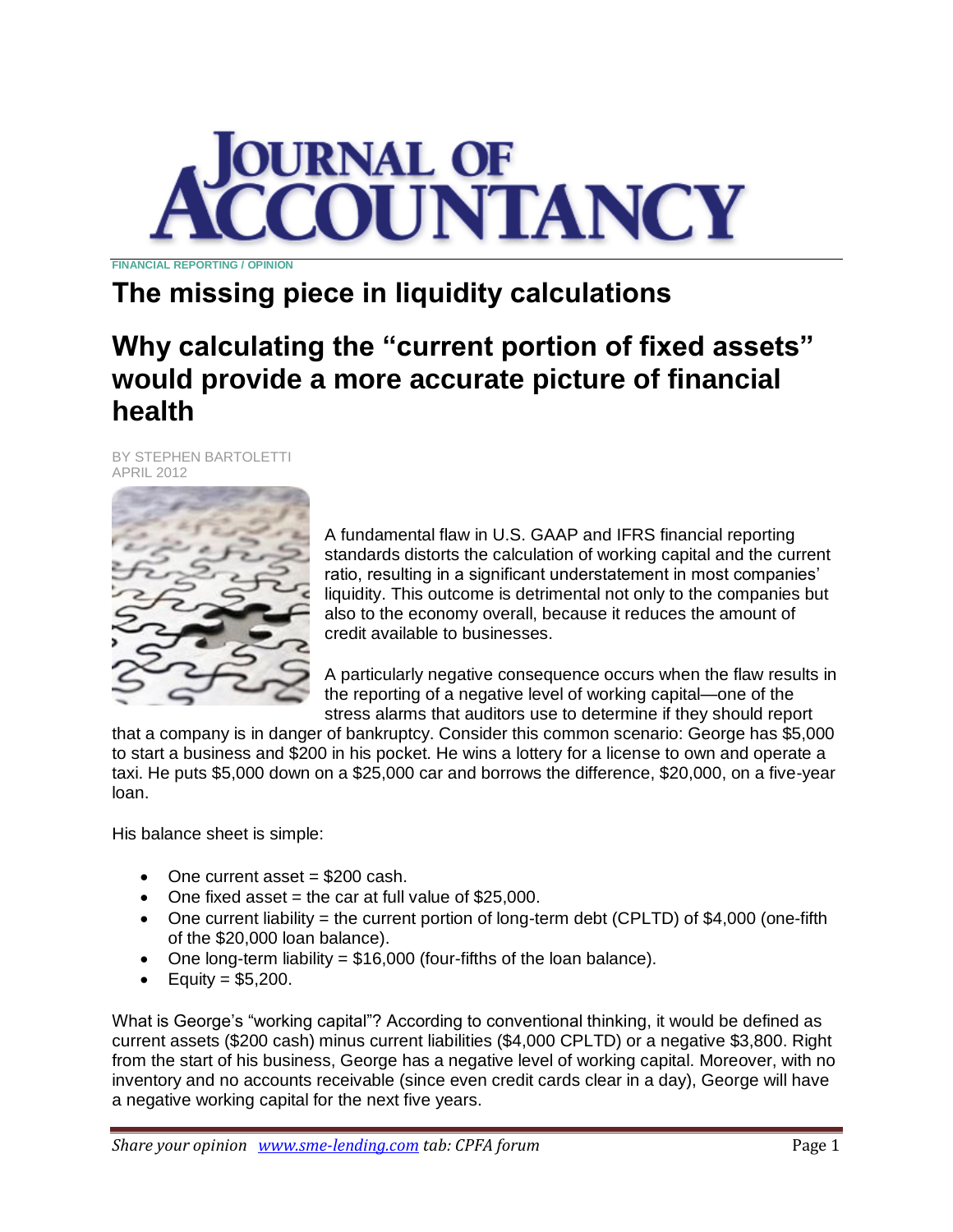# Journal of Accountancy

FINANCIAL REPORTING / OPINION

## The missing piece in liquidity calculations

## Why calculating the "current portion of fixed assets" would provide a more accurate picture of financial health

BY STEPHEN BARTOLETTI
APRIL 2012

A fundamental flaw in U.S. GAAP and IFRS financial reporting standards distorts the calculation of working capital and the current ratio, resulting in a significant understatement in most companies' liquidity. This outcome is detrimental not only to the companies but also to the economy overall, because it reduces the amount of credit available to businesses.

A particularly negative consequence occurs when the flaw results in the reporting of a negative level of working capital—one of the stress alarms that auditors use to determine if they should report that a company is in danger of bankruptcy. Consider this common scenario: George has $5,000 to start a business and $200 in his pocket. He wins a lottery for a license to own and operate a taxi. He puts $5,000 down on a $25,000 car and borrows the difference, $20,000, on a five-year loan.

His balance sheet is simple:

- One current asset = $200 cash.
- One fixed asset = the car at full value of $25,000.
- One current liability = the current portion of long-term debt (CPLTD) of $4,000 (one-fifth of the $20,000 loan balance).
- One long-term liability = $16,000 (four-fifths of the loan balance).
- Equity = $5,200.

What is George's "working capital"? According to conventional thinking, it would be defined as current assets ($200 cash) minus current liabilities ($4,000 CPLTD) or a negative $3,800. Right from the start of his business, George has a negative level of working capital. Moreover, with no inventory and no accounts receivable (since even credit cards clear in a day), George will have a negative working capital for the next five years.

*Share your opinion www.sme-lending.com tab: CPFA forum*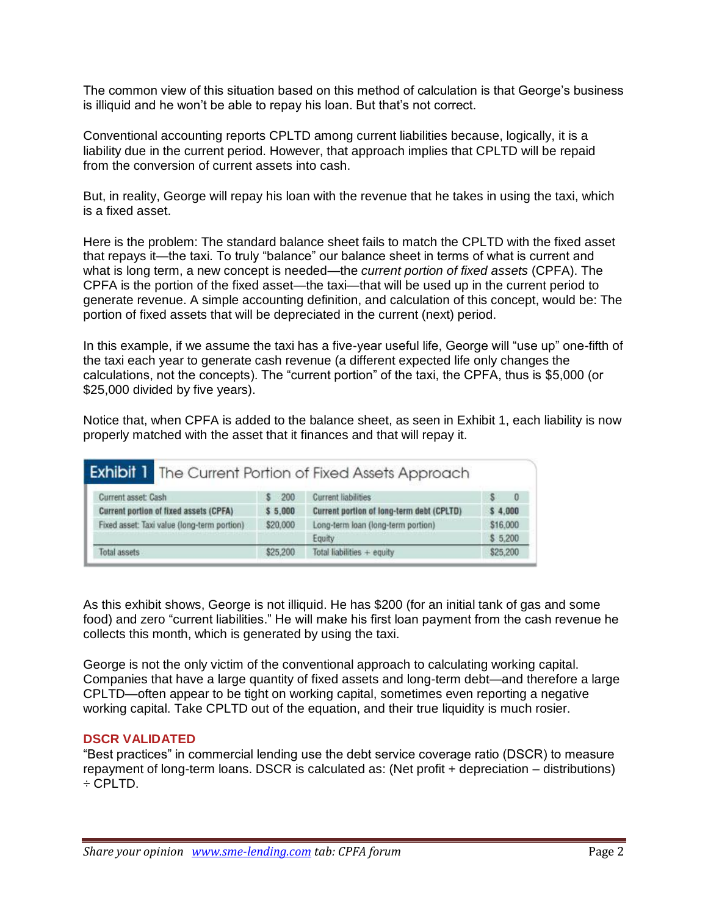The common view of this situation based on this method of calculation is that George's business is illiquid and he won't be able to repay his loan. But that's not correct.

Conventional accounting reports CPLTD among current liabilities because, logically, it is a liability due in the current period. However, that approach implies that CPLTD will be repaid from the conversion of current assets into cash.

But, in reality, George will repay his loan with the revenue that he takes in using the taxi, which is a fixed asset.

Here is the problem: The standard balance sheet fails to match the CPLTD with the fixed asset that repays it—the taxi. To truly "balance" our balance sheet in terms of what is current and what is long term, a new concept is needed—the *current portion of fixed assets* (CPFA). The CPFA is the portion of the fixed asset—the taxi—that will be used up in the current period to generate revenue. A simple accounting definition, and calculation of this concept, would be: The portion of fixed assets that will be depreciated in the current (next) period.

In this example, if we assume the taxi has a five-year useful life, George will "use up" one-fifth of the taxi each year to generate cash revenue (a different expected life only changes the calculations, not the concepts). The "current portion" of the taxi, the CPFA, thus is $5,000 (or $25,000 divided by five years).

Notice that, when CPFA is added to the balance sheet, as seen in Exhibit 1, each liability is now properly matched with the asset that it finances and that will repay it.

**Exhibit 1** The Current Portion of Fixed Assets Approach

| | | | |
|---|---|---|---|
| Current asset: Cash | $ 200 | Current liabilities | $ 0 |
| **Current portion of fixed assets (CPFA)** | **$ 5,000** | **Current portion of long-term debt (CPLTD)** | **$ 4,000** |
| Fixed asset: Taxi value (long-term portion) | $20,000 | Long-term loan (long-term portion) | $16,000 |
| | | Equity | $ 5,200 |
| Total assets | $25,200 | Total liabilities + equity | $25,200 |

As this exhibit shows, George is not illiquid. He has $200 (for an initial tank of gas and some food) and zero "current liabilities." He will make his first loan payment from the cash revenue he collects this month, which is generated by using the taxi.

George is not the only victim of the conventional approach to calculating working capital. Companies that have a large quantity of fixed assets and long-term debt—and therefore a large CPLTD—often appear to be tight on working capital, sometimes even reporting a negative working capital. Take CPLTD out of the equation, and their true liquidity is much rosier.

### DSCR VALIDATED

"Best practices" in commercial lending use the debt service coverage ratio (DSCR) to measure repayment of long-term loans. DSCR is calculated as: (Net profit + depreciation – distributions) ÷ CPLTD.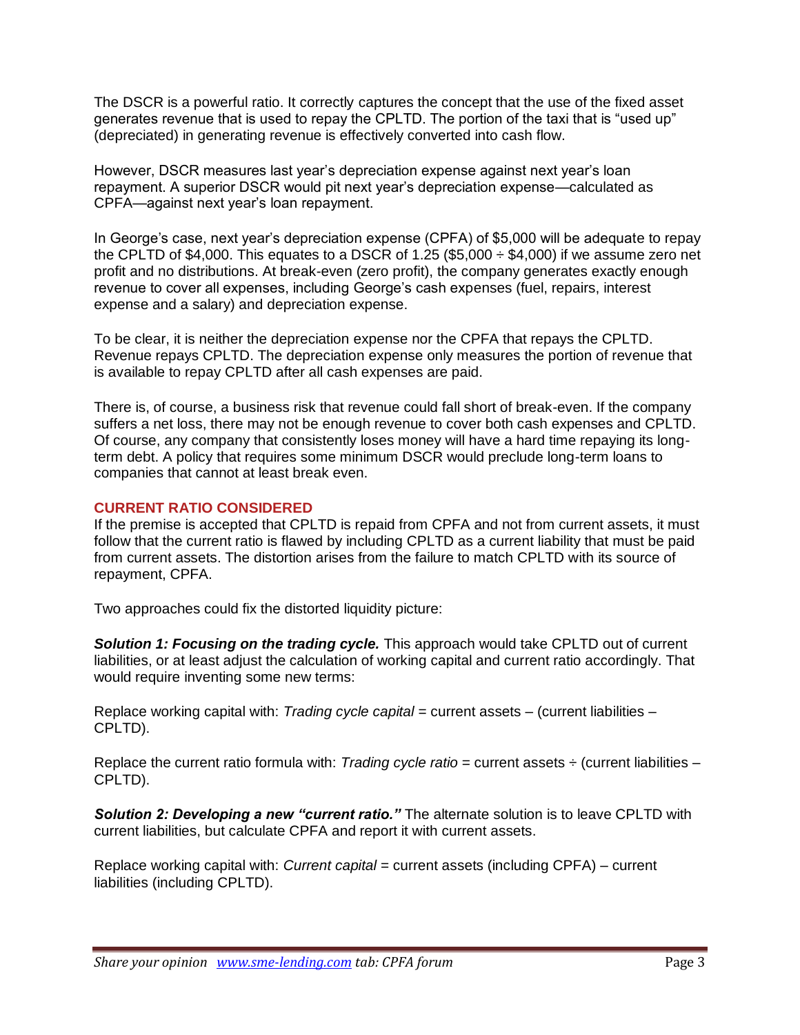The DSCR is a powerful ratio. It correctly captures the concept that the use of the fixed asset generates revenue that is used to repay the CPLTD. The portion of the taxi that is "used up" (depreciated) in generating revenue is effectively converted into cash flow.

However, DSCR measures last year's depreciation expense against next year's loan repayment. A superior DSCR would pit next year's depreciation expense—calculated as CPFA—against next year's loan repayment.

In George's case, next year's depreciation expense (CPFA) of $5,000 will be adequate to repay the CPLTD of $4,000. This equates to a DSCR of 1.25 ($5,000 ÷ $4,000) if we assume zero net profit and no distributions. At break-even (zero profit), the company generates exactly enough revenue to cover all expenses, including George's cash expenses (fuel, repairs, interest expense and a salary) and depreciation expense.

To be clear, it is neither the depreciation expense nor the CPFA that repays the CPLTD. Revenue repays CPLTD. The depreciation expense only measures the portion of revenue that is available to repay CPLTD after all cash expenses are paid.

There is, of course, a business risk that revenue could fall short of break-even. If the company suffers a net loss, there may not be enough revenue to cover both cash expenses and CPLTD. Of course, any company that consistently loses money will have a hard time repaying its long-term debt. A policy that requires some minimum DSCR would preclude long-term loans to companies that cannot at least break even.

## CURRENT RATIO CONSIDERED

If the premise is accepted that CPLTD is repaid from CPFA and not from current assets, it must follow that the current ratio is flawed by including CPLTD as a current liability that must be paid from current assets. The distortion arises from the failure to match CPLTD with its source of repayment, CPFA.

Two approaches could fix the distorted liquidity picture:

***Solution 1: Focusing on the trading cycle.*** This approach would take CPLTD out of current liabilities, or at least adjust the calculation of working capital and current ratio accordingly. That would require inventing some new terms:

Replace working capital with: *Trading cycle capital* = current assets – (current liabilities – CPLTD).

Replace the current ratio formula with: *Trading cycle ratio* = current assets ÷ (current liabilities – CPLTD).

***Solution 2: Developing a new "current ratio."*** The alternate solution is to leave CPLTD with current liabilities, but calculate CPFA and report it with current assets.

Replace working capital with: *Current capital* = current assets (including CPFA) – current liabilities (including CPLTD).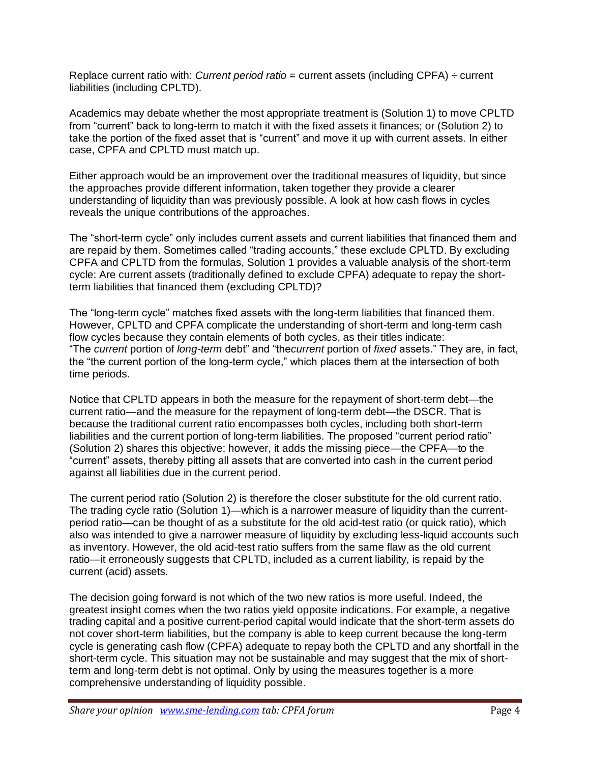Replace current ratio with: *Current period ratio* = current assets (including CPFA) ÷ current liabilities (including CPLTD).

Academics may debate whether the most appropriate treatment is (Solution 1) to move CPLTD from "current" back to long-term to match it with the fixed assets it finances; or (Solution 2) to take the portion of the fixed asset that is "current" and move it up with current assets. In either case, CPFA and CPLTD must match up.

Either approach would be an improvement over the traditional measures of liquidity, but since the approaches provide different information, taken together they provide a clearer understanding of liquidity than was previously possible. A look at how cash flows in cycles reveals the unique contributions of the approaches.

The "short-term cycle" only includes current assets and current liabilities that financed them and are repaid by them. Sometimes called "trading accounts," these exclude CPLTD. By excluding CPFA and CPLTD from the formulas, Solution 1 provides a valuable analysis of the short-term cycle: Are current assets (traditionally defined to exclude CPFA) adequate to repay the short-term liabilities that financed them (excluding CPLTD)?

The "long-term cycle" matches fixed assets with the long-term liabilities that financed them. However, CPLTD and CPFA complicate the understanding of short-term and long-term cash flow cycles because they contain elements of both cycles, as their titles indicate: "The *current* portion of *long-term* debt" and "the*current* portion of *fixed* assets." They are, in fact, the "the current portion of the long-term cycle," which places them at the intersection of both time periods.

Notice that CPLTD appears in both the measure for the repayment of short-term debt—the current ratio—and the measure for the repayment of long-term debt—the DSCR. That is because the traditional current ratio encompasses both cycles, including both short-term liabilities and the current portion of long-term liabilities. The proposed "current period ratio" (Solution 2) shares this objective; however, it adds the missing piece—the CPFA—to the "current" assets, thereby pitting all assets that are converted into cash in the current period against all liabilities due in the current period.

The current period ratio (Solution 2) is therefore the closer substitute for the old current ratio. The trading cycle ratio (Solution 1)—which is a narrower measure of liquidity than the current-period ratio—can be thought of as a substitute for the old acid-test ratio (or quick ratio), which also was intended to give a narrower measure of liquidity by excluding less-liquid accounts such as inventory. However, the old acid-test ratio suffers from the same flaw as the old current ratio—it erroneously suggests that CPLTD, included as a current liability, is repaid by the current (acid) assets.

The decision going forward is not which of the two new ratios is more useful. Indeed, the greatest insight comes when the two ratios yield opposite indications. For example, a negative trading capital and a positive current-period capital would indicate that the short-term assets do not cover short-term liabilities, but the company is able to keep current because the long-term cycle is generating cash flow (CPFA) adequate to repay both the CPLTD and any shortfall in the short-term cycle. This situation may not be sustainable and may suggest that the mix of short-term and long-term debt is not optimal. Only by using the measures together is a more comprehensive understanding of liquidity possible.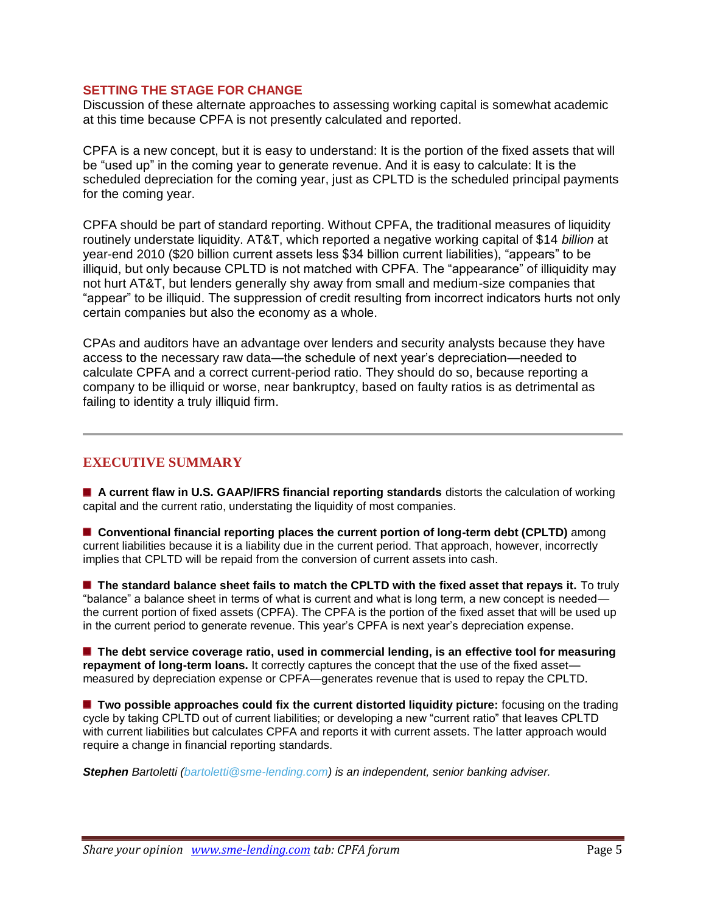## SETTING THE STAGE FOR CHANGE

Discussion of these alternate approaches to assessing working capital is somewhat academic at this time because CPFA is not presently calculated and reported.

CPFA is a new concept, but it is easy to understand: It is the portion of the fixed assets that will be "used up" in the coming year to generate revenue. And it is easy to calculate: It is the scheduled depreciation for the coming year, just as CPLTD is the scheduled principal payments for the coming year.

CPFA should be part of standard reporting. Without CPFA, the traditional measures of liquidity routinely understate liquidity. AT&T, which reported a negative working capital of $14 *billion* at year-end 2010 ($20 billion current assets less $34 billion current liabilities), "appears" to be illiquid, but only because CPLTD is not matched with CPFA. The "appearance" of illiquidity may not hurt AT&T, but lenders generally shy away from small and medium-size companies that "appear" to be illiquid. The suppression of credit resulting from incorrect indicators hurts not only certain companies but also the economy as a whole.

CPAs and auditors have an advantage over lenders and security analysts because they have access to the necessary raw data—the schedule of next year's depreciation—needed to calculate CPFA and a correct current-period ratio. They should do so, because reporting a company to be illiquid or worse, near bankruptcy, based on faulty ratios is as detrimental as failing to identity a truly illiquid firm.

---

## EXECUTIVE SUMMARY

- **A current flaw in U.S. GAAP/IFRS financial reporting standards** distorts the calculation of working capital and the current ratio, understating the liquidity of most companies.

- **Conventional financial reporting places the current portion of long-term debt (CPLTD)** among current liabilities because it is a liability due in the current period. That approach, however, incorrectly implies that CPLTD will be repaid from the conversion of current assets into cash.

- **The standard balance sheet fails to match the CPLTD with the fixed asset that repays it.** To truly "balance" a balance sheet in terms of what is current and what is long term, a new concept is needed—the current portion of fixed assets (CPFA). The CPFA is the portion of the fixed asset that will be used up in the current period to generate revenue. This year's CPFA is next year's depreciation expense.

- **The debt service coverage ratio, used in commercial lending, is an effective tool for measuring repayment of long-term loans.** It correctly captures the concept that the use of the fixed asset—measured by depreciation expense or CPFA—generates revenue that is used to repay the CPLTD.

- **Two possible approaches could fix the current distorted liquidity picture:** focusing on the trading cycle by taking CPLTD out of current liabilities; or developing a new "current ratio" that leaves CPLTD with current liabilities but calculates CPFA and reports it with current assets. The latter approach would require a change in financial reporting standards.

***Stephen** Bartoletti (bartoletti@sme-lending.com) is an independent, senior banking adviser.*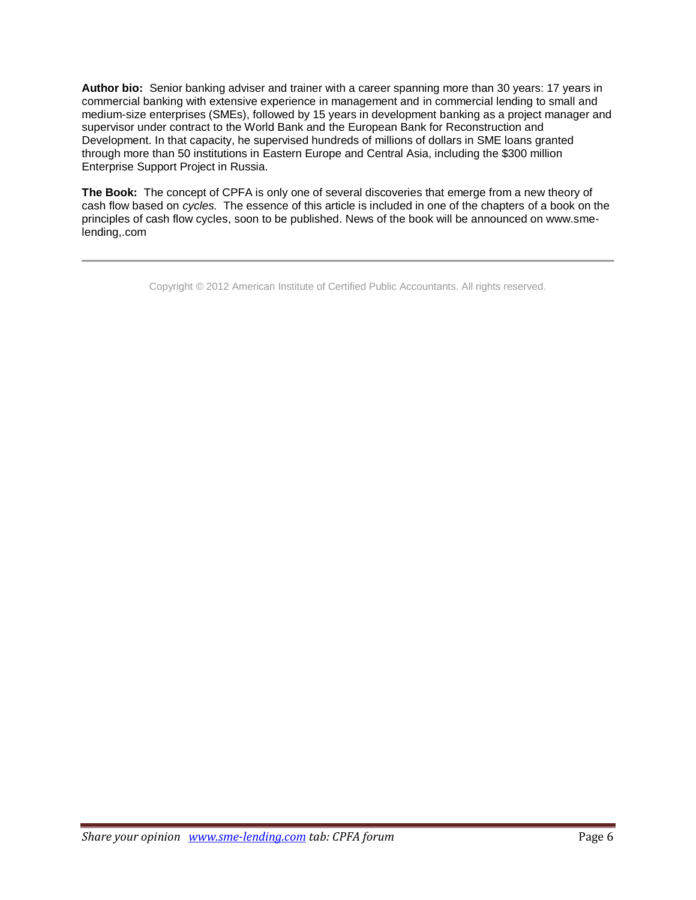**Author bio:** Senior banking adviser and trainer with a career spanning more than 30 years: 17 years in commercial banking with extensive experience in management and in commercial lending to small and medium-size enterprises (SMEs), followed by 15 years in development banking as a project manager and supervisor under contract to the World Bank and the European Bank for Reconstruction and Development. In that capacity, he supervised hundreds of millions of dollars in SME loans granted through more than 50 institutions in Eastern Europe and Central Asia, including the $300 million Enterprise Support Project in Russia.

**The Book:** The concept of CPFA is only one of several discoveries that emerge from a new theory of cash flow based on *cycles.* The essence of this article is included in one of the chapters of a book on the principles of cash flow cycles, soon to be published. News of the book will be announced on www.sme-lending,.com

---

Copyright © 2012 American Institute of Certified Public Accountants. All rights reserved.